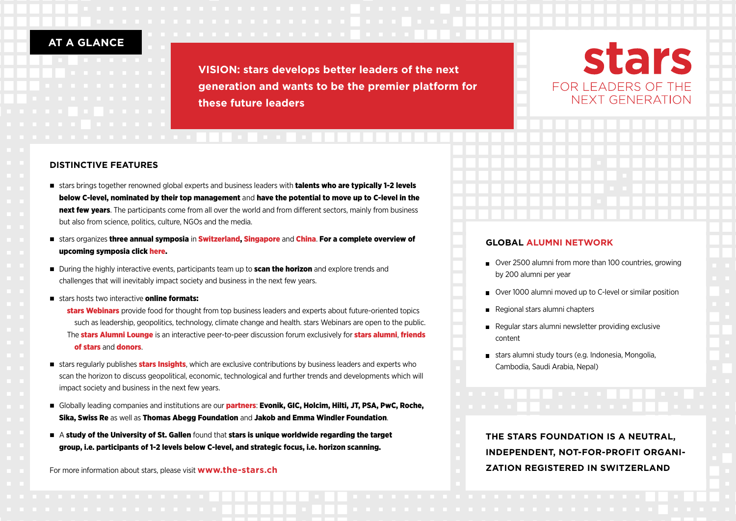# AT A GLANCE

**VISION: stars develops better leaders of the next generation and wants to be the premier platform for these future leaders**

**stars**
FOR LEADERS OF THE NEXT GENERATION

## DISTINCTIVE FEATURES

- stars brings together renowned global experts and business leaders with **talents who are typically 1-2 levels below C-level, nominated by their top management** and **have the potential to move up to C-level in the next few years**. The participants come from all over the world and from different sectors, mainly from business but also from science, politics, culture, NGOs and the media.
- stars organizes **three annual symposia** in **Switzerland**, **Singapore** and **China**. **For a complete overview of upcoming symposia click here.**
- During the highly interactive events, participants team up to **scan the horizon** and explore trends and challenges that will inevitably impact society and business in the next few years.
- stars hosts two interactive **online formats:**
  - **stars Webinars** provide food for thought from top business leaders and experts about future-oriented topics such as leadership, geopolitics, technology, climate change and health. stars Webinars are open to the public.
  - The **stars Alumni Lounge** is an interactive peer-to-peer discussion forum exclusively for **stars alumni**, **friends of stars** and **donors**.
- stars regularly publishes **stars Insights**, which are exclusive contributions by business leaders and experts who scan the horizon to discuss geopolitical, economic, technological and further trends and developments which will impact society and business in the next few years.
- Globally leading companies and institutions are our **partners**: **Evonik, GIC, Holcim, Hilti, JT, PSA, PwC, Roche, Sika, Swiss Re** as well as **Thomas Abegg Foundation** and **Jakob and Emma Windler Foundation**.
- A **study of the University of St. Gallen** found that **stars is unique worldwide regarding the target group, i.e. participants of 1-2 levels below C-level, and strategic focus, i.e. horizon scanning.**

For more information about stars, please visit **www.the-stars.ch**

## GLOBAL ALUMNI NETWORK

- Over 2500 alumni from more than 100 countries, growing by 200 alumni per year
- Over 1000 alumni moved up to C-level or similar position
- Regional stars alumni chapters
- Regular stars alumni newsletter providing exclusive content
- stars alumni study tours (e.g. Indonesia, Mongolia, Cambodia, Saudi Arabia, Nepal)

**THE STARS FOUNDATION IS A NEUTRAL, INDEPENDENT, NOT-FOR-PROFIT ORGANIZATION REGISTERED IN SWITZERLAND**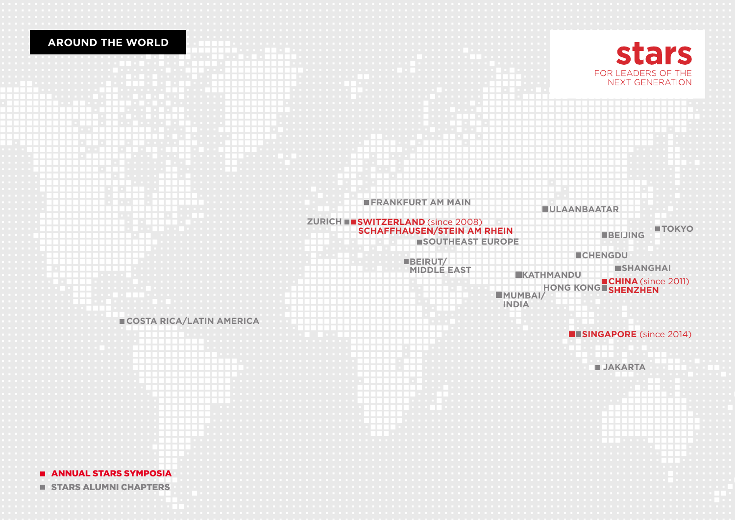# AROUND THE WORLD

**stars**
FOR LEADERS OF THE NEXT GENERATION

- FRANKFURT AM MAIN
- ULAANBAATAR
- ZURICH
- **SWITZERLAND** (since 2008) **SCHAFFHAUSEN/STEIN AM RHEIN**
- TOKYO
- BEIJING
- SOUTHEAST EUROPE
- CHENGDU
- BEIRUT/ MIDDLE EAST
- SHANGHAI
- KATHMANDU
- HONG KONG
- **CHINA** (since 2011) **SHENZHEN**
- MUMBAI/ INDIA
- COSTA RICA/LATIN AMERICA
- **SINGAPORE** (since 2014)
- JAKARTA

**ANNUAL STARS SYMPOSIA**

**STARS ALUMNI CHAPTERS**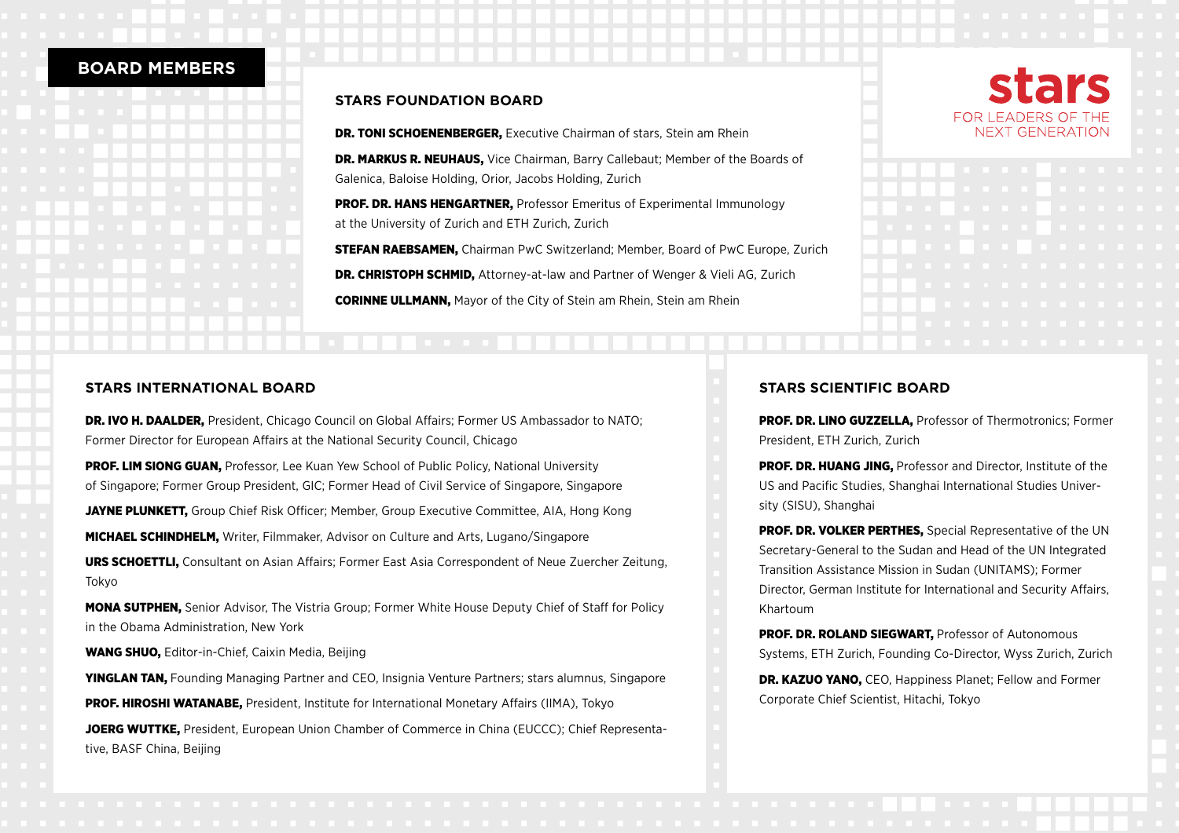# BOARD MEMBERS

stars
FOR LEADERS OF THE NEXT GENERATION

## STARS FOUNDATION BOARD

**DR. TONI SCHOENENBERGER,** Executive Chairman of stars, Stein am Rhein

**DR. MARKUS R. NEUHAUS,** Vice Chairman, Barry Callebaut; Member of the Boards of Galenica, Baloise Holding, Orior, Jacobs Holding, Zurich

**PROF. DR. HANS HENGARTNER,** Professor Emeritus of Experimental Immunology at the University of Zurich and ETH Zurich, Zurich

**STEFAN RAEBSAMEN,** Chairman PwC Switzerland; Member, Board of PwC Europe, Zurich

**DR. CHRISTOPH SCHMID,** Attorney-at-law and Partner of Wenger & Vieli AG, Zurich

**CORINNE ULLMANN,** Mayor of the City of Stein am Rhein, Stein am Rhein

## STARS INTERNATIONAL BOARD

**DR. IVO H. DAALDER,** President, Chicago Council on Global Affairs; Former US Ambassador to NATO; Former Director for European Affairs at the National Security Council, Chicago

**PROF. LIM SIONG GUAN,** Professor, Lee Kuan Yew School of Public Policy, National University of Singapore; Former Group President, GIC; Former Head of Civil Service of Singapore, Singapore

**JAYNE PLUNKETT,** Group Chief Risk Officer; Member, Group Executive Committee, AIA, Hong Kong

**MICHAEL SCHINDHELM,** Writer, Filmmaker, Advisor on Culture and Arts, Lugano/Singapore

**URS SCHOETTLI,** Consultant on Asian Affairs; Former East Asia Correspondent of Neue Zuercher Zeitung, Tokyo

**MONA SUTPHEN,** Senior Advisor, The Vistria Group; Former White House Deputy Chief of Staff for Policy in the Obama Administration, New York

**WANG SHUO,** Editor-in-Chief, Caixin Media, Beijing

**YINGLAN TAN,** Founding Managing Partner and CEO, Insignia Venture Partners; stars alumnus, Singapore

**PROF. HIROSHI WATANABE,** President, Institute for International Monetary Affairs (IIMA), Tokyo

**JOERG WUTTKE,** President, European Union Chamber of Commerce in China (EUCCC); Chief Representative, BASF China, Beijing

## STARS SCIENTIFIC BOARD

**PROF. DR. LINO GUZZELLA,** Professor of Thermotronics; Former President, ETH Zurich, Zurich

**PROF. DR. HUANG JING,** Professor and Director, Institute of the US and Pacific Studies, Shanghai International Studies University (SISU), Shanghai

**PROF. DR. VOLKER PERTHES,** Special Representative of the UN Secretary-General to the Sudan and Head of the UN Integrated Transition Assistance Mission in Sudan (UNITAMS); Former Director, German Institute for International and Security Affairs, Khartoum

**PROF. DR. ROLAND SIEGWART,** Professor of Autonomous Systems, ETH Zurich, Founding Co-Director, Wyss Zurich, Zurich

**DR. KAZUO YANO,** CEO, Happiness Planet; Fellow and Former Corporate Chief Scientist, Hitachi, Tokyo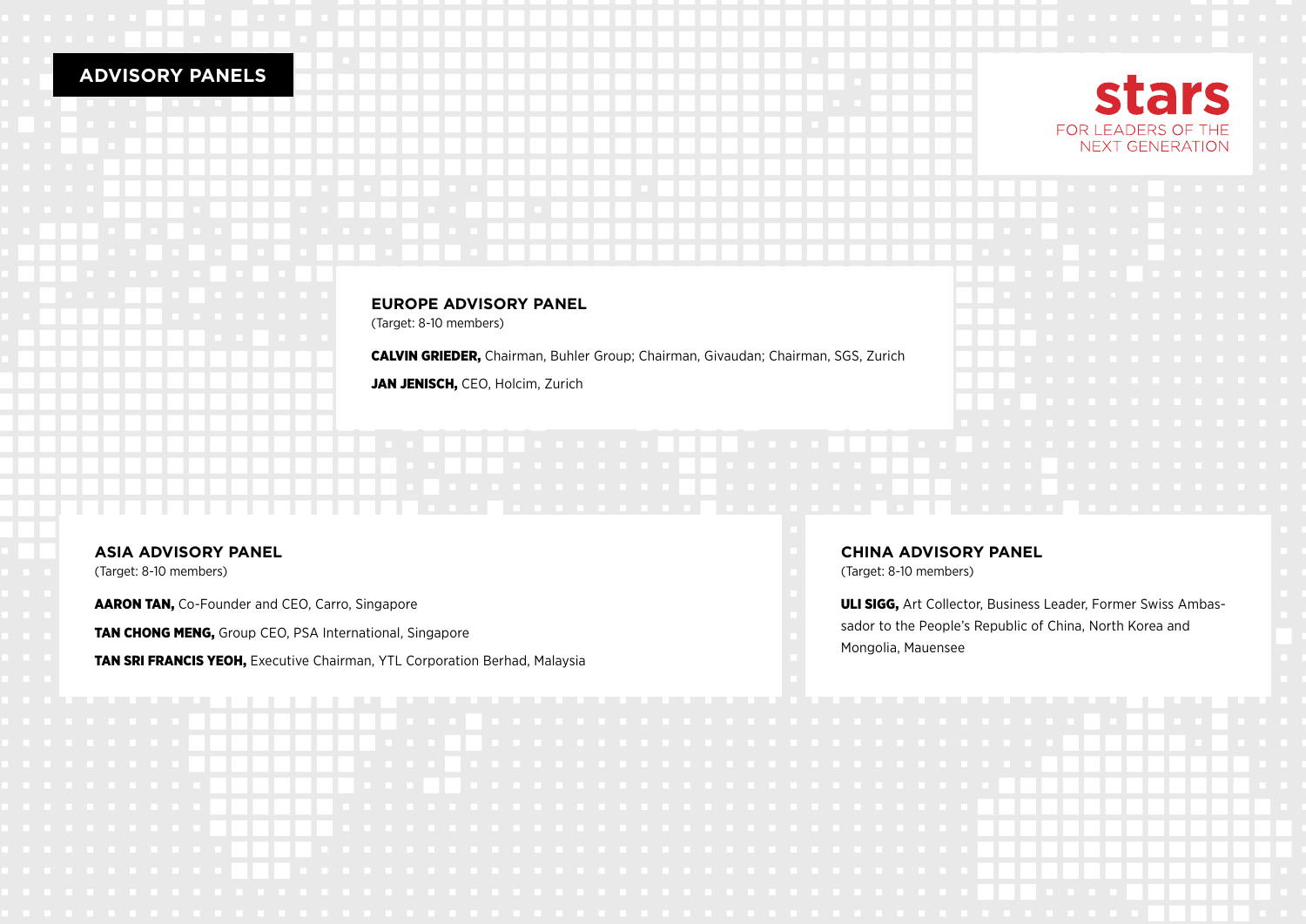# ADVISORY PANELS

stars
FOR LEADERS OF THE NEXT GENERATION

## EUROPE ADVISORY PANEL

(Target: 8-10 members)

**CALVIN GRIEDER,** Chairman, Buhler Group; Chairman, Givaudan; Chairman, SGS, Zurich

**JAN JENISCH,** CEO, Holcim, Zurich

## ASIA ADVISORY PANEL

(Target: 8-10 members)

**AARON TAN,** Co-Founder and CEO, Carro, Singapore

**TAN CHONG MENG,** Group CEO, PSA International, Singapore

**TAN SRI FRANCIS YEOH,** Executive Chairman, YTL Corporation Berhad, Malaysia

## CHINA ADVISORY PANEL

(Target: 8-10 members)

**ULI SIGG,** Art Collector, Business Leader, Former Swiss Ambassador to the People's Republic of China, North Korea and Mongolia, Mauensee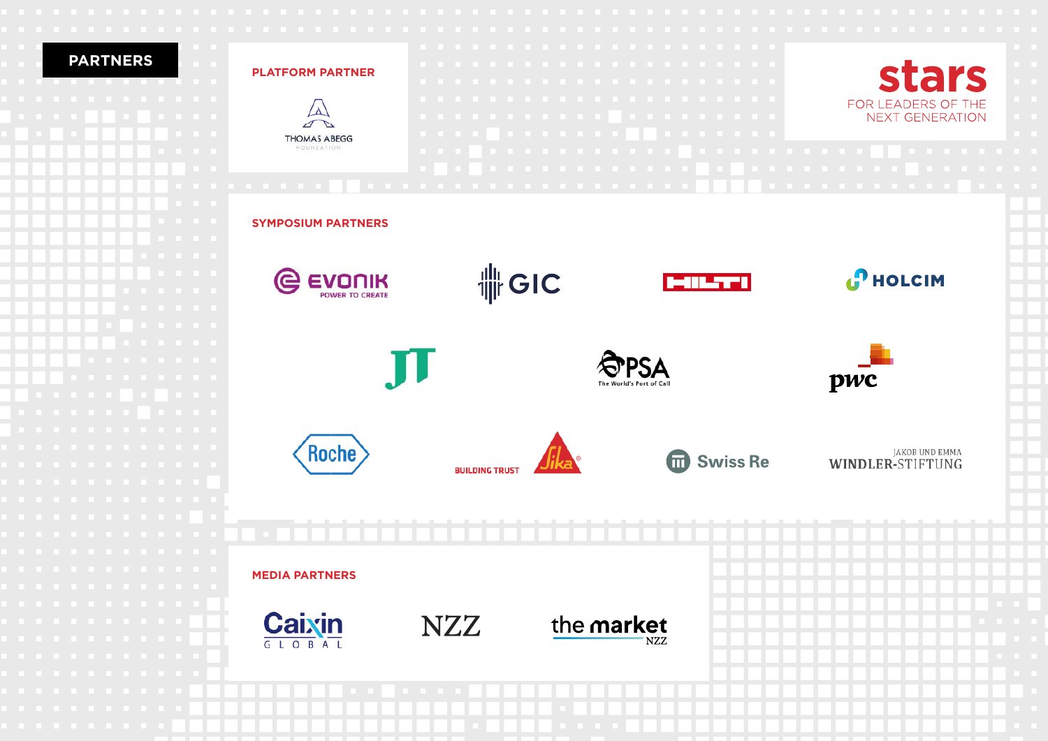# PARTNERS

## PLATFORM PARTNER

THOMAS ABEGG FOUNDATION

stars
FOR LEADERS OF THE NEXT GENERATION

## SYMPOSIUM PARTNERS

EVONIK POWER TO CREATE

GIC

HILTI

HOLCIM

JT

PSA The World's Port of Call

pwc

Roche

BUILDING TRUST Sika

Swiss Re

JAKOB UND EMMA WINDLER-STIFTUNG

## MEDIA PARTNERS

Caixin GLOBAL

NZZ

the market NZZ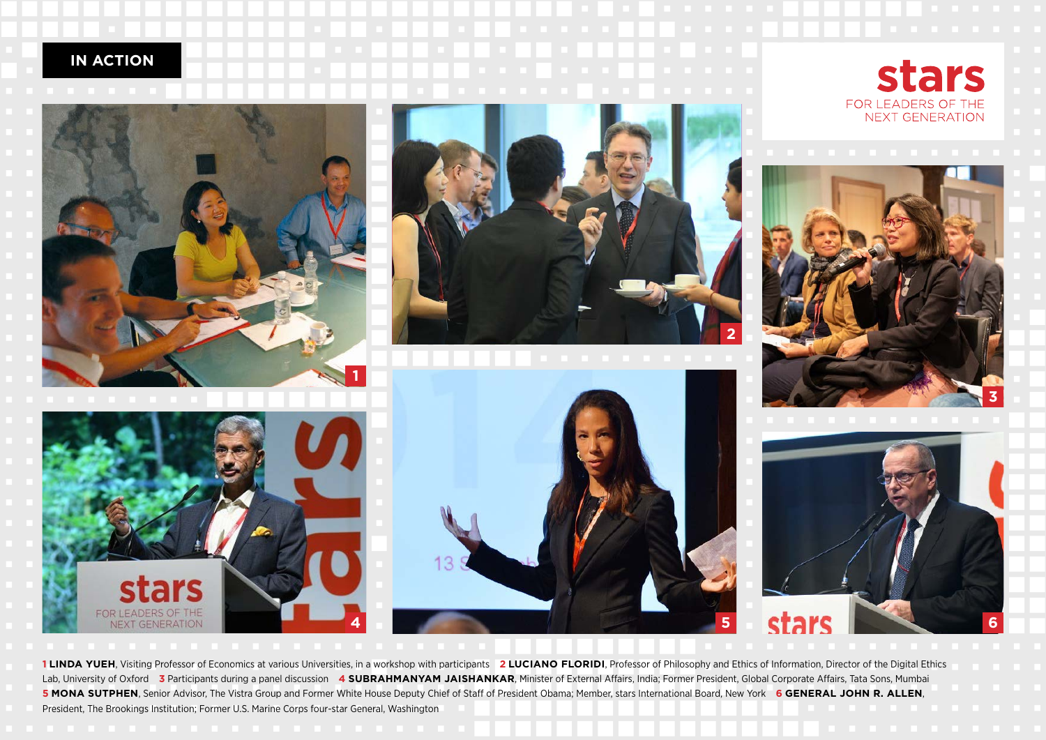# IN ACTION

**stars**
FOR LEADERS OF THE NEXT GENERATION

**1 LINDA YUEH**, Visiting Professor of Economics at various Universities, in a workshop with participants **2 LUCIANO FLORIDI**, Professor of Philosophy and Ethics of Information, Director of the Digital Ethics Lab, University of Oxford **3** Participants during a panel discussion **4 SUBRAHMANYAM JAISHANKAR**, Minister of External Affairs, India; Former President, Global Corporate Affairs, Tata Sons, Mumbai **5 MONA SUTPHEN**, Senior Advisor, The Vistra Group and Former White House Deputy Chief of Staff of President Obama; Member, stars International Board, New York **6 GENERAL JOHN R. ALLEN**, President, The Brookings Institution; Former U.S. Marine Corps four-star General, Washington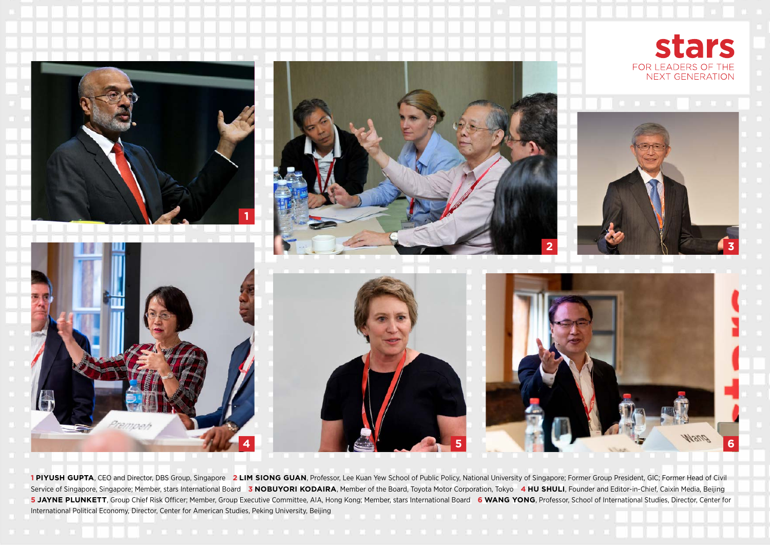**stars**

FOR LEADERS OF THE NEXT GENERATION

**1 PIYUSH GUPTA**, CEO and Director, DBS Group, Singapore **2 LIM SIONG GUAN**, Professor, Lee Kuan Yew School of Public Policy, National University of Singapore; Former Group President, GIC; Former Head of Civil Service of Singapore, Singapore; Member, stars International Board **3 NOBUYORI KODAIRA**, Member of the Board, Toyota Motor Corporation, Tokyo **4 HU SHULI**, Founder and Editor-in-Chief, Caixin Media, Beijing **5 JAYNE PLUNKETT**, Group Chief Risk Officer; Member, Group Executive Committee, AIA, Hong Kong; Member, stars International Board **6 WANG YONG**, Professor, School of International Studies, Director, Center for International Political Economy, Director, Center for American Studies, Peking University, Beijing